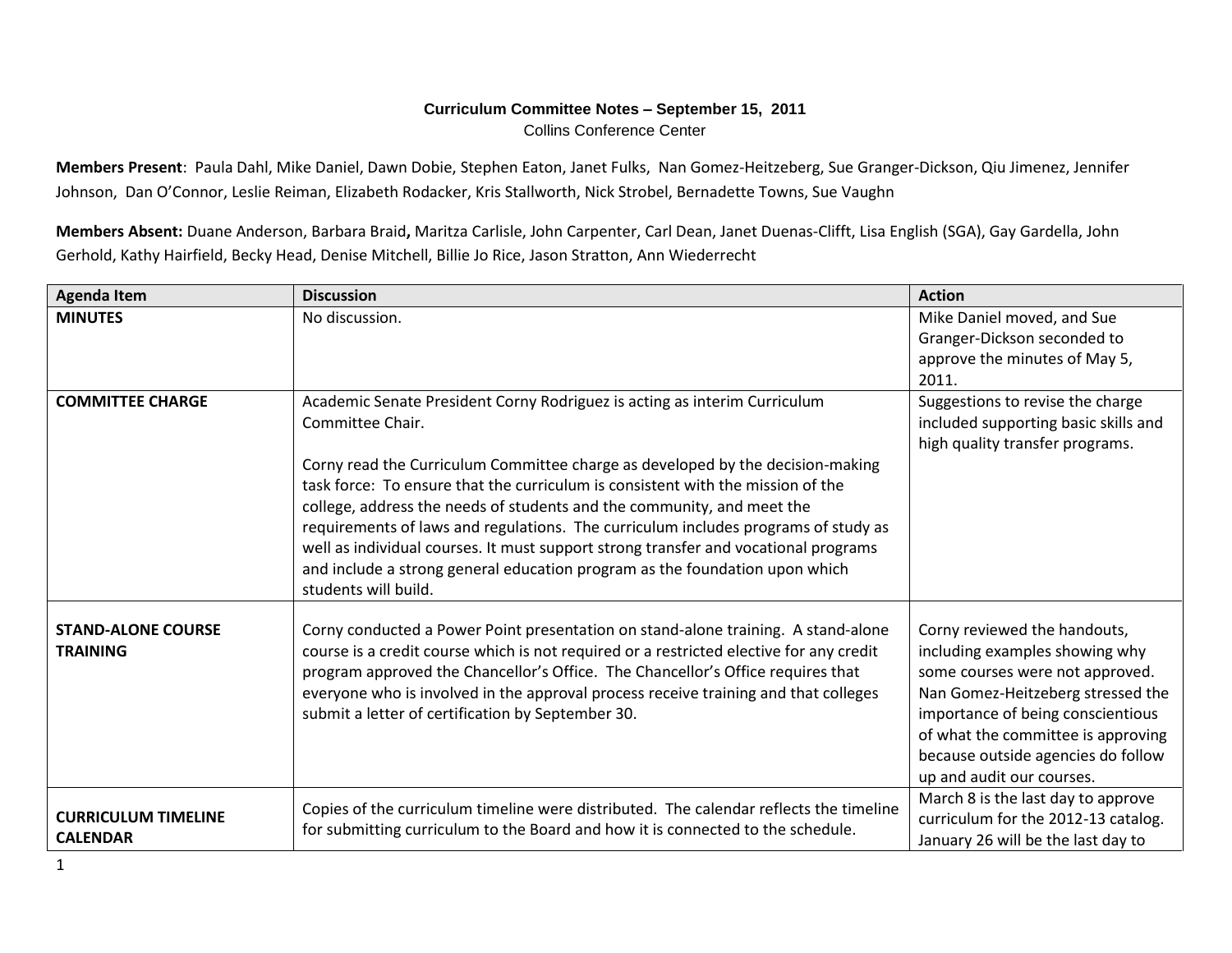**Curriculum Committee Notes – September 15, 2011**
Collins Conference Center

**Members Present**: Paula Dahl, Mike Daniel, Dawn Dobie, Stephen Eaton, Janet Fulks, Nan Gomez-Heitzeberg, Sue Granger-Dickson, Qiu Jimenez, Jennifer Johnson, Dan O'Connor, Leslie Reiman, Elizabeth Rodacker, Kris Stallworth, Nick Strobel, Bernadette Towns, Sue Vaughn

**Members Absent:** Duane Anderson, Barbara Braid**,** Maritza Carlisle, John Carpenter, Carl Dean, Janet Duenas-Clifft, Lisa English (SGA), Gay Gardella, John Gerhold, Kathy Hairfield, Becky Head, Denise Mitchell, Billie Jo Rice, Jason Stratton, Ann Wiederrecht

| Agenda Item | Discussion | Action |
|---|---|---|
| **MINUTES** | No discussion. | Mike Daniel moved, and Sue Granger-Dickson seconded to approve the minutes of May 5, 2011. |
| **COMMITTEE CHARGE** | Academic Senate President Corny Rodriguez is acting as interim Curriculum Committee Chair.<br><br>Corny read the Curriculum Committee charge as developed by the decision-making task force: To ensure that the curriculum is consistent with the mission of the college, address the needs of students and the community, and meet the requirements of laws and regulations. The curriculum includes programs of study as well as individual courses. It must support strong transfer and vocational programs and include a strong general education program as the foundation upon which students will build. | Suggestions to revise the charge included supporting basic skills and high quality transfer programs. |
| **STAND-ALONE COURSE TRAINING** | Corny conducted a Power Point presentation on stand-alone training. A stand-alone course is a credit course which is not required or a restricted elective for any credit program approved the Chancellor's Office. The Chancellor's Office requires that everyone who is involved in the approval process receive training and that colleges submit a letter of certification by September 30. | Corny reviewed the handouts, including examples showing why some courses were not approved. Nan Gomez-Heitzeberg stressed the importance of being conscientious of what the committee is approving because outside agencies do follow up and audit our courses. |
| **CURRICULUM TIMELINE CALENDAR** | Copies of the curriculum timeline were distributed. The calendar reflects the timeline for submitting curriculum to the Board and how it is connected to the schedule. | March 8 is the last day to approve curriculum for the 2012-13 catalog. January 26 will be the last day to |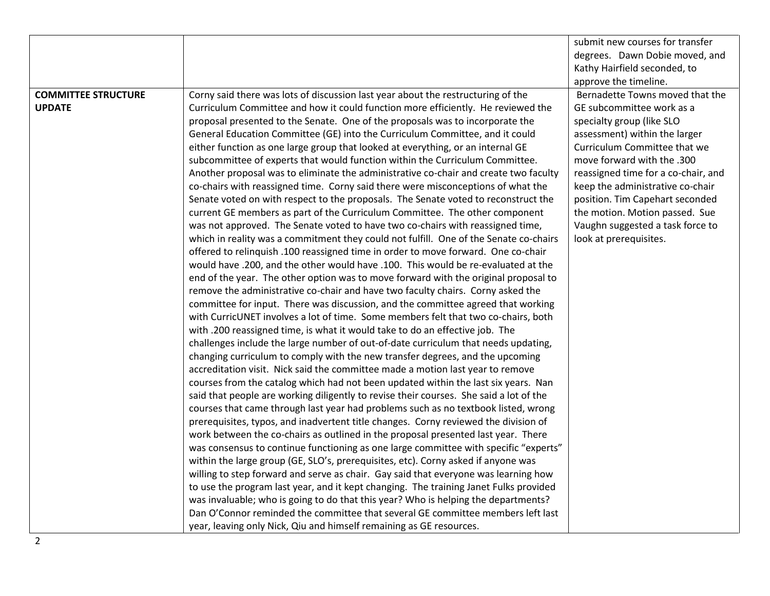| | | |
|---|---|---|
| | | submit new courses for transfer degrees. Dawn Dobie moved, and Kathy Hairfield seconded, to approve the timeline. |
| **COMMITTEE STRUCTURE UPDATE** | Corny said there was lots of discussion last year about the restructuring of the Curriculum Committee and how it could function more efficiently. He reviewed the proposal presented to the Senate. One of the proposals was to incorporate the General Education Committee (GE) into the Curriculum Committee, and it could either function as one large group that looked at everything, or an internal GE subcommittee of experts that would function within the Curriculum Committee. Another proposal was to eliminate the administrative co-chair and create two faculty co-chairs with reassigned time. Corny said there were misconceptions of what the Senate voted on with respect to the proposals. The Senate voted to reconstruct the current GE members as part of the Curriculum Committee. The other component was not approved. The Senate voted to have two co-chairs with reassigned time, which in reality was a commitment they could not fulfill. One of the Senate co-chairs offered to relinquish .100 reassigned time in order to move forward. One co-chair would have .200, and the other would have .100. This would be re-evaluated at the end of the year. The other option was to move forward with the original proposal to remove the administrative co-chair and have two faculty chairs. Corny asked the committee for input. There was discussion, and the committee agreed that working with CurricUNET involves a lot of time. Some members felt that two co-chairs, both with .200 reassigned time, is what it would take to do an effective job. The challenges include the large number of out-of-date curriculum that needs updating, changing curriculum to comply with the new transfer degrees, and the upcoming accreditation visit. Nick said the committee made a motion last year to remove courses from the catalog which had not been updated within the last six years. Nan said that people are working diligently to revise their courses. She said a lot of the courses that came through last year had problems such as no textbook listed, wrong prerequisites, typos, and inadvertent title changes. Corny reviewed the division of work between the co-chairs as outlined in the proposal presented last year. There was consensus to continue functioning as one large committee with specific "experts" within the large group (GE, SLO's, prerequisites, etc). Corny asked if anyone was willing to step forward and serve as chair. Gay said that everyone was learning how to use the program last year, and it kept changing. The training Janet Fulks provided was invaluable; who is going to do that this year? Who is helping the departments? Dan O'Connor reminded the committee that several GE committee members left last year, leaving only Nick, Qiu and himself remaining as GE resources. | Bernadette Towns moved that the GE subcommittee work as a specialty group (like SLO assessment) within the larger Curriculum Committee that we move forward with the .300 reassigned time for a co-chair, and keep the administrative co-chair position. Tim Capehart seconded the motion. Motion passed. Sue Vaughn suggested a task force to look at prerequisites. |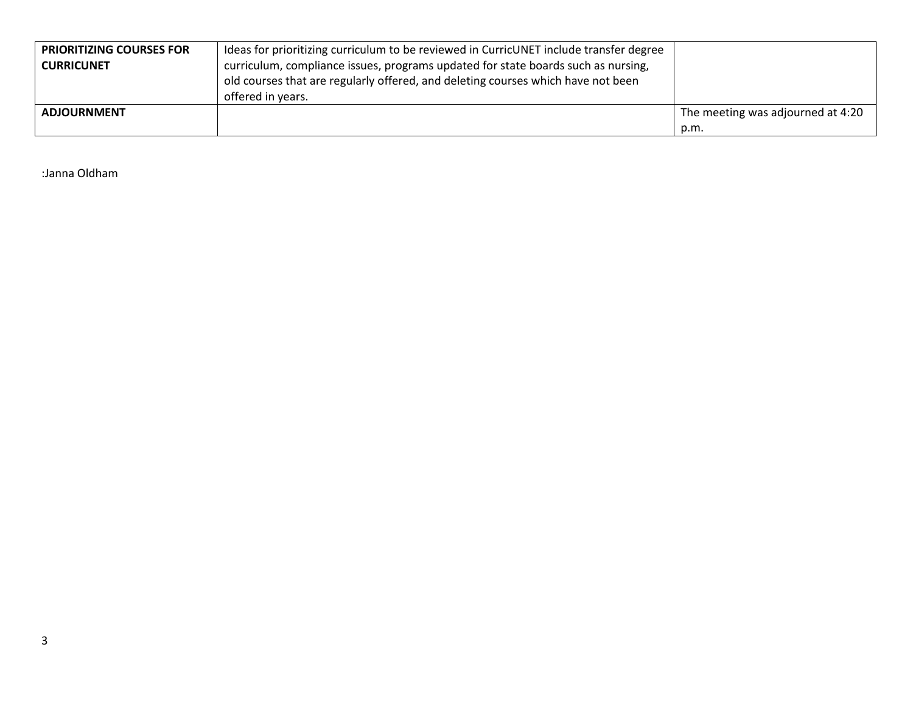| | | |
|---|---|---|
| **PRIORITIZING COURSES FOR CURRICUNET** | Ideas for prioritizing curriculum to be reviewed in CurricUNET include transfer degree curriculum, compliance issues, programs updated for state boards such as nursing, old courses that are regularly offered, and deleting courses which have not been offered in years. | |
| **ADJOURNMENT** | | The meeting was adjourned at 4:20 p.m. |

:Janna Oldham